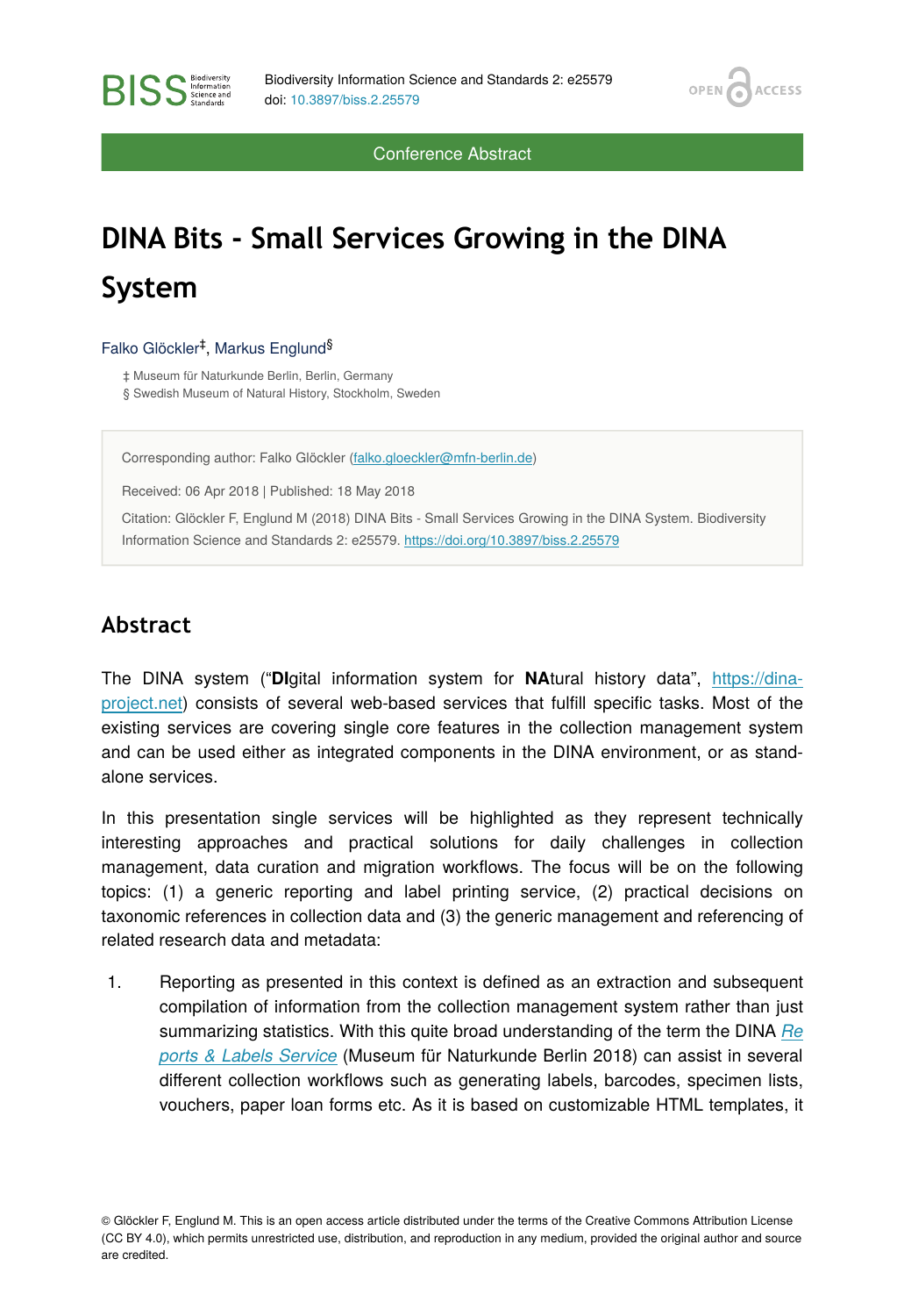Biodiversity Information Science and Standards 2: e25579
doi: 10.3897/biss.2.25579

Conference Abstract

# DINA Bits - Small Services Growing in the DINA System

Falko Glöckler[‡], Markus Englund[§]

‡ Museum für Naturkunde Berlin, Berlin, Germany
§ Swedish Museum of Natural History, Stockholm, Sweden

Corresponding author: Falko Glöckler (falko.gloeckler@mfn-berlin.de)

Received: 06 Apr 2018 | Published: 18 May 2018

Citation: Glöckler F, Englund M (2018) DINA Bits - Small Services Growing in the DINA System. Biodiversity Information Science and Standards 2: e25579. https://doi.org/10.3897/biss.2.25579

## Abstract

The DINA system ("**DI**gital information system for **NA**tural history data", https://dina-project.net) consists of several web-based services that fulfill specific tasks. Most of the existing services are covering single core features in the collection management system and can be used either as integrated components in the DINA environment, or as stand-alone services.

In this presentation single services will be highlighted as they represent technically interesting approaches and practical solutions for daily challenges in collection management, data curation and migration workflows. The focus will be on the following topics: (1) a generic reporting and label printing service, (2) practical decisions on taxonomic references in collection data and (3) the generic management and referencing of related research data and metadata:

1. Reporting as presented in this context is defined as an extraction and subsequent compilation of information from the collection management system rather than just summarizing statistics. With this quite broad understanding of the term the DINA *Reports & Labels Service* (Museum für Naturkunde Berlin 2018) can assist in several different collection workflows such as generating labels, barcodes, specimen lists, vouchers, paper loan forms etc. As it is based on customizable HTML templates, it

© Glöckler F, Englund M. This is an open access article distributed under the terms of the Creative Commons Attribution License (CC BY 4.0), which permits unrestricted use, distribution, and reproduction in any medium, provided the original author and source are credited.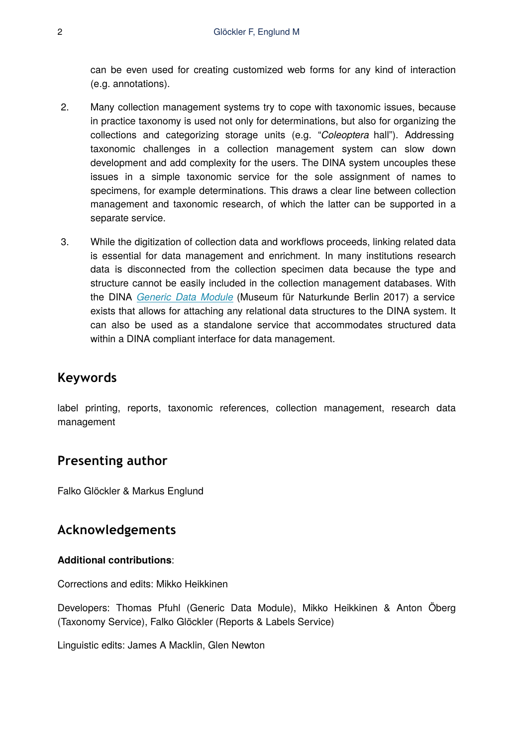can be even used for creating customized web forms for any kind of interaction (e.g. annotations).

2. Many collection management systems try to cope with taxonomic issues, because in practice taxonomy is used not only for determinations, but also for organizing the collections and categorizing storage units (e.g. "*Coleoptera* hall"). Addressing taxonomic challenges in a collection management system can slow down development and add complexity for the users. The DINA system uncouples these issues in a simple taxonomic service for the sole assignment of names to specimens, for example determinations. This draws a clear line between collection management and taxonomic research, of which the latter can be supported in a separate service.

3. While the digitization of collection data and workflows proceeds, linking related data is essential for data management and enrichment. In many institutions research data is disconnected from the collection specimen data because the type and structure cannot be easily included in the collection management databases. With the DINA *Generic Data Module* (Museum für Naturkunde Berlin 2017) a service exists that allows for attaching any relational data structures to the DINA system. It can also be used as a standalone service that accommodates structured data within a DINA compliant interface for data management.

## Keywords

label printing, reports, taxonomic references, collection management, research data management

## Presenting author

Falko Glöckler & Markus Englund

## Acknowledgements

**Additional contributions**:

Corrections and edits: Mikko Heikkinen

Developers: Thomas Pfuhl (Generic Data Module), Mikko Heikkinen & Anton Öberg (Taxonomy Service), Falko Glöckler (Reports & Labels Service)

Linguistic edits: James A Macklin, Glen Newton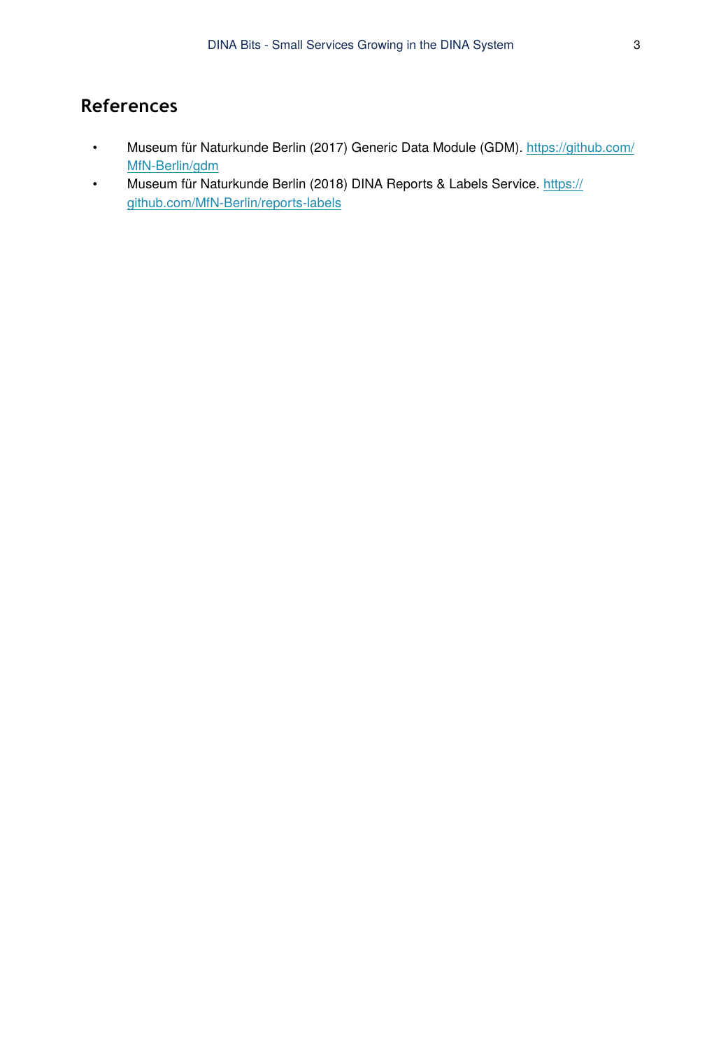## References

- Museum für Naturkunde Berlin (2017) Generic Data Module (GDM). https://github.com/MfN-Berlin/gdm
- Museum für Naturkunde Berlin (2018) DINA Reports & Labels Service. https://github.com/MfN-Berlin/reports-labels